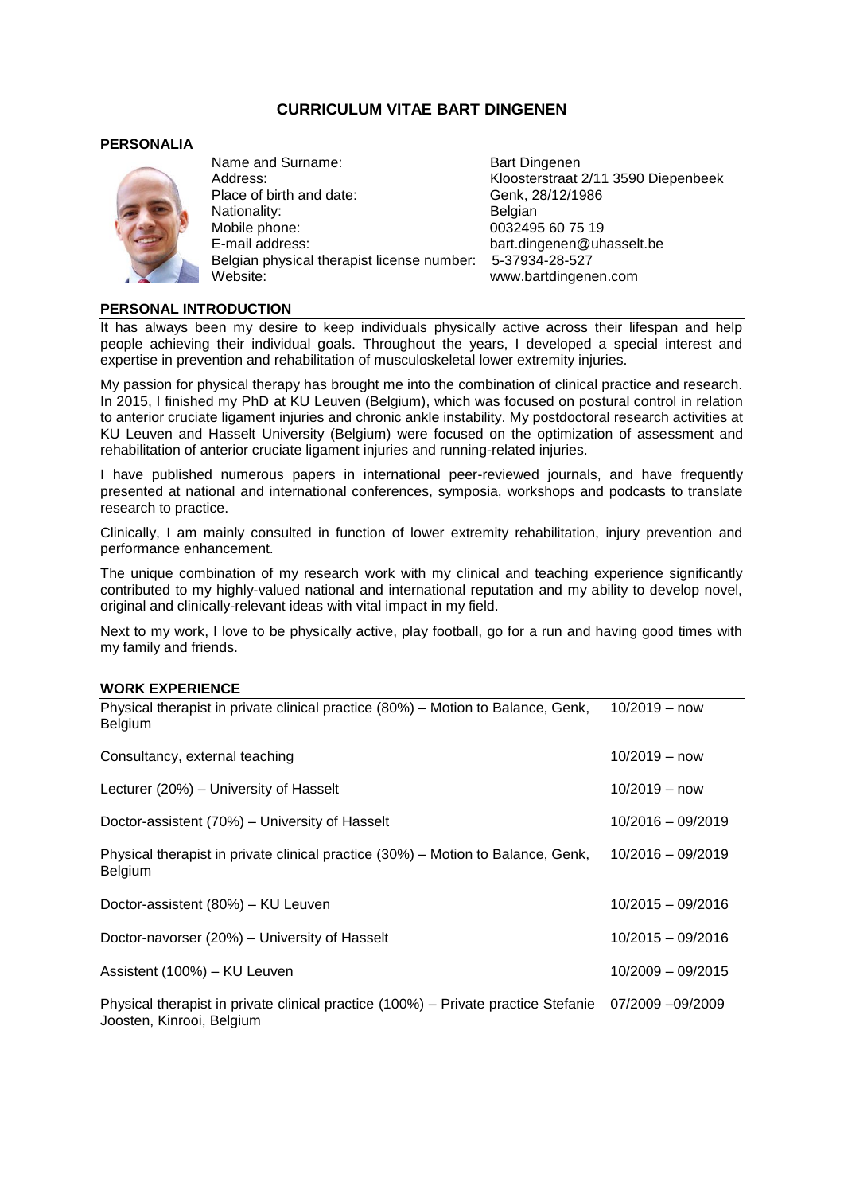# CURRICULUM VITAE BART DINGENEN

## PERSONALIA

| | |
|---|---|
| Name and Surname: | Bart Dingenen |
| Address: | Kloosterstraat 2/11 3590 Diepenbeek |
| Place of birth and date: | Genk, 28/12/1986 |
| Nationality: | Belgian |
| Mobile phone: | 0032495 60 75 19 |
| E-mail address: | bart.dingenen@uhasselt.be |
| Belgian physical therapist license number: | 5-37934-28-527 |
| Website: | www.bartdingenen.com |

## PERSONAL INTRODUCTION

It has always been my desire to keep individuals physically active across their lifespan and help people achieving their individual goals. Throughout the years, I developed a special interest and expertise in prevention and rehabilitation of musculoskeletal lower extremity injuries.

My passion for physical therapy has brought me into the combination of clinical practice and research. In 2015, I finished my PhD at KU Leuven (Belgium), which was focused on postural control in relation to anterior cruciate ligament injuries and chronic ankle instability. My postdoctoral research activities at KU Leuven and Hasselt University (Belgium) were focused on the optimization of assessment and rehabilitation of anterior cruciate ligament injuries and running-related injuries.

I have published numerous papers in international peer-reviewed journals, and have frequently presented at national and international conferences, symposia, workshops and podcasts to translate research to practice.

Clinically, I am mainly consulted in function of lower extremity rehabilitation, injury prevention and performance enhancement.

The unique combination of my research work with my clinical and teaching experience significantly contributed to my highly-valued national and international reputation and my ability to develop novel, original and clinically-relevant ideas with vital impact in my field.

Next to my work, I love to be physically active, play football, go for a run and having good times with my family and friends.

## WORK EXPERIENCE

| | |
|---|---|
| Physical therapist in private clinical practice (80%) – Motion to Balance, Genk, Belgium | 10/2019 – now |
| Consultancy, external teaching | 10/2019 – now |
| Lecturer (20%) – University of Hasselt | 10/2019 – now |
| Doctor-assistent (70%) – University of Hasselt | 10/2016 – 09/2019 |
| Physical therapist in private clinical practice (30%) – Motion to Balance, Genk, Belgium | 10/2016 – 09/2019 |
| Doctor-assistent (80%) – KU Leuven | 10/2015 – 09/2016 |
| Doctor-navorser (20%) – University of Hasselt | 10/2015 – 09/2016 |
| Assistent (100%) – KU Leuven | 10/2009 – 09/2015 |
| Physical therapist in private clinical practice (100%) – Private practice Stefanie Joosten, Kinrooi, Belgium | 07/2009 –09/2009 |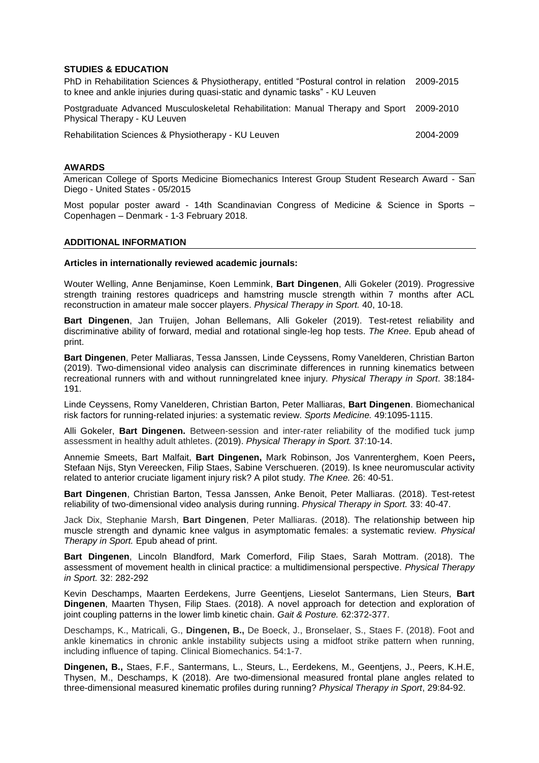## STUDIES & EDUCATION

PhD in Rehabilitation Sciences & Physiotherapy, entitled "Postural control in relation to knee and ankle injuries during quasi-static and dynamic tasks" - KU Leuven 2009-2015

Postgraduate Advanced Musculoskeletal Rehabilitation: Manual Therapy and Sport Physical Therapy - KU Leuven 2009-2010

Rehabilitation Sciences & Physiotherapy - KU Leuven 2004-2009

## AWARDS

American College of Sports Medicine Biomechanics Interest Group Student Research Award - San Diego - United States - 05/2015

Most popular poster award - 14th Scandinavian Congress of Medicine & Science in Sports – Copenhagen – Denmark - 1-3 February 2018.

## ADDITIONAL INFORMATION

**Articles in internationally reviewed academic journals:**

Wouter Welling, Anne Benjaminse, Koen Lemmink, **Bart Dingenen**, Alli Gokeler (2019). Progressive strength training restores quadriceps and hamstring muscle strength within 7 months after ACL reconstruction in amateur male soccer players. *Physical Therapy in Sport.* 40, 10-18.

**Bart Dingenen**, Jan Truijen, Johan Bellemans, Alli Gokeler (2019). Test-retest reliability and discriminative ability of forward, medial and rotational single-leg hop tests. *The Knee*. Epub ahead of print.

**Bart Dingenen**, Peter Malliaras, Tessa Janssen, Linde Ceyssens, Romy Vanelderen, Christian Barton (2019). Two-dimensional video analysis can discriminate differences in running kinematics between recreational runners with and without runningrelated knee injury. *Physical Therapy in Sport*. 38:184-191.

Linde Ceyssens, Romy Vanelderen, Christian Barton, Peter Malliaras, **Bart Dingenen**. Biomechanical risk factors for running-related injuries: a systematic review. *Sports Medicine.* 49:1095-1115.

Alli Gokeler, **Bart Dingenen.** Between-session and inter-rater reliability of the modified tuck jump assessment in healthy adult athletes. (2019). *Physical Therapy in Sport.* 37:10-14.

Annemie Smeets, Bart Malfait, **Bart Dingenen,** Mark Robinson, Jos Vanrenterghem, Koen Peers**,** Stefaan Nijs, Styn Vereecken, Filip Staes, Sabine Verschueren. (2019). Is knee neuromuscular activity related to anterior cruciate ligament injury risk? A pilot study. *The Knee.* 26: 40-51.

**Bart Dingenen**, Christian Barton, Tessa Janssen, Anke Benoit, Peter Malliaras. (2018). Test-retest reliability of two-dimensional video analysis during running. *Physical Therapy in Sport.* 33: 40-47.

Jack Dix, Stephanie Marsh, **Bart Dingenen**, Peter Malliaras. (2018). The relationship between hip muscle strength and dynamic knee valgus in asymptomatic females: a systematic review. *Physical Therapy in Sport.* Epub ahead of print.

**Bart Dingenen**, Lincoln Blandford, Mark Comerford, Filip Staes, Sarah Mottram. (2018). The assessment of movement health in clinical practice: a multidimensional perspective. *Physical Therapy in Sport.* 32: 282-292

Kevin Deschamps, Maarten Eerdekens, Jurre Geentjens, Lieselot Santermans, Lien Steurs, **Bart Dingenen**, Maarten Thysen, Filip Staes. (2018). A novel approach for detection and exploration of joint coupling patterns in the lower limb kinetic chain. *Gait & Posture.* 62:372-377.

Deschamps, K., Matricali, G., **Dingenen, B.,** De Boeck, J., Bronselaer, S., Staes F. (2018). Foot and ankle kinematics in chronic ankle instability subjects using a midfoot strike pattern when running, including influence of taping. Clinical Biomechanics. 54:1-7.

**Dingenen, B.,** Staes, F.F., Santermans, L., Steurs, L., Eerdekens, M., Geentjens, J., Peers, K.H.E, Thysen, M., Deschamps, K (2018). Are two-dimensional measured frontal plane angles related to three-dimensional measured kinematic profiles during running? *Physical Therapy in Sport*, 29:84-92.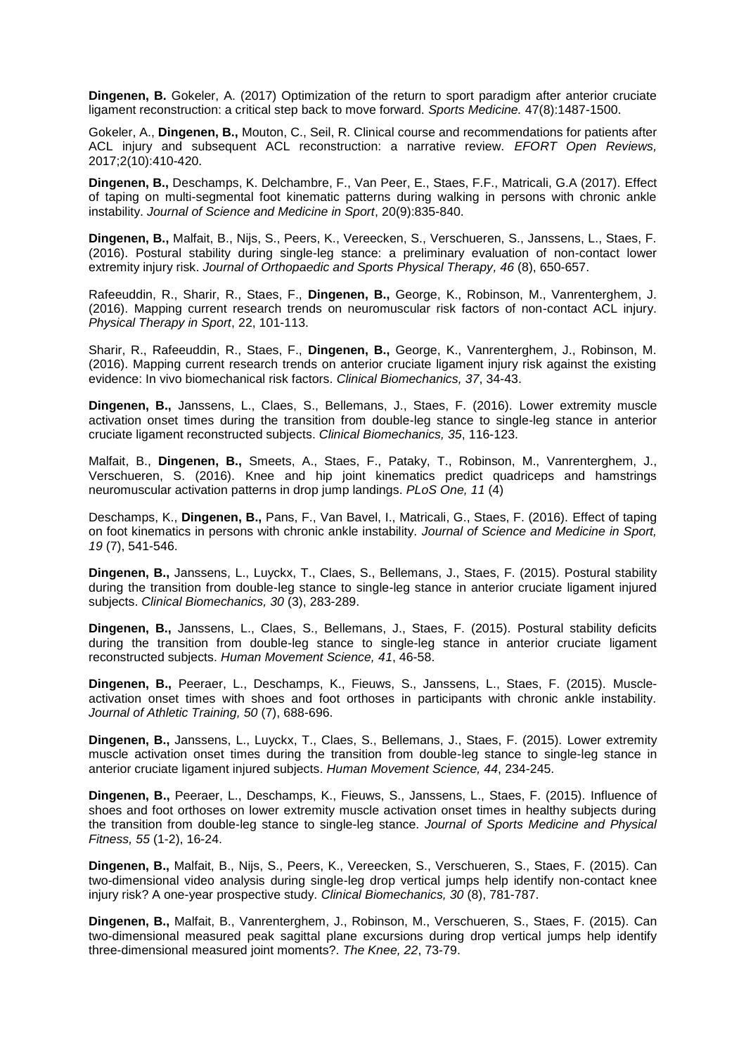**Dingenen, B.** Gokeler, A. (2017) Optimization of the return to sport paradigm after anterior cruciate ligament reconstruction: a critical step back to move forward. *Sports Medicine.* 47(8):1487-1500.

Gokeler, A., **Dingenen, B.,** Mouton, C., Seil, R. Clinical course and recommendations for patients after ACL injury and subsequent ACL reconstruction: a narrative review. *EFORT Open Reviews,* 2017;2(10):410-420.

**Dingenen, B.,** Deschamps, K. Delchambre, F., Van Peer, E., Staes, F.F., Matricali, G.A (2017). Effect of taping on multi-segmental foot kinematic patterns during walking in persons with chronic ankle instability. *Journal of Science and Medicine in Sport*, 20(9):835-840.

**Dingenen, B.,** Malfait, B., Nijs, S., Peers, K., Vereecken, S., Verschueren, S., Janssens, L., Staes, F. (2016). Postural stability during single-leg stance: a preliminary evaluation of non-contact lower extremity injury risk. *Journal of Orthopaedic and Sports Physical Therapy, 46* (8), 650-657.

Rafeeuddin, R., Sharir, R., Staes, F., **Dingenen, B.,** George, K., Robinson, M., Vanrenterghem, J. (2016). Mapping current research trends on neuromuscular risk factors of non-contact ACL injury. *Physical Therapy in Sport*, 22, 101-113.

Sharir, R., Rafeeuddin, R., Staes, F., **Dingenen, B.,** George, K., Vanrenterghem, J., Robinson, M. (2016). Mapping current research trends on anterior cruciate ligament injury risk against the existing evidence: In vivo biomechanical risk factors. *Clinical Biomechanics, 37*, 34-43.

**Dingenen, B.,** Janssens, L., Claes, S., Bellemans, J., Staes, F. (2016). Lower extremity muscle activation onset times during the transition from double-leg stance to single-leg stance in anterior cruciate ligament reconstructed subjects. *Clinical Biomechanics, 35*, 116-123.

Malfait, B., **Dingenen, B.,** Smeets, A., Staes, F., Pataky, T., Robinson, M., Vanrenterghem, J., Verschueren, S. (2016). Knee and hip joint kinematics predict quadriceps and hamstrings neuromuscular activation patterns in drop jump landings. *PLoS One, 11* (4)

Deschamps, K., **Dingenen, B.,** Pans, F., Van Bavel, I., Matricali, G., Staes, F. (2016). Effect of taping on foot kinematics in persons with chronic ankle instability. *Journal of Science and Medicine in Sport, 19* (7), 541-546.

**Dingenen, B.,** Janssens, L., Luyckx, T., Claes, S., Bellemans, J., Staes, F. (2015). Postural stability during the transition from double-leg stance to single-leg stance in anterior cruciate ligament injured subjects. *Clinical Biomechanics, 30* (3), 283-289.

**Dingenen, B.,** Janssens, L., Claes, S., Bellemans, J., Staes, F. (2015). Postural stability deficits during the transition from double-leg stance to single-leg stance in anterior cruciate ligament reconstructed subjects. *Human Movement Science, 41*, 46-58.

**Dingenen, B.,** Peeraer, L., Deschamps, K., Fieuws, S., Janssens, L., Staes, F. (2015). Muscle-activation onset times with shoes and foot orthoses in participants with chronic ankle instability. *Journal of Athletic Training, 50* (7), 688-696.

**Dingenen, B.,** Janssens, L., Luyckx, T., Claes, S., Bellemans, J., Staes, F. (2015). Lower extremity muscle activation onset times during the transition from double-leg stance to single-leg stance in anterior cruciate ligament injured subjects. *Human Movement Science, 44*, 234-245.

**Dingenen, B.,** Peeraer, L., Deschamps, K., Fieuws, S., Janssens, L., Staes, F. (2015). Influence of shoes and foot orthoses on lower extremity muscle activation onset times in healthy subjects during the transition from double-leg stance to single-leg stance. *Journal of Sports Medicine and Physical Fitness, 55* (1-2), 16-24.

**Dingenen, B.,** Malfait, B., Nijs, S., Peers, K., Vereecken, S., Verschueren, S., Staes, F. (2015). Can two-dimensional video analysis during single-leg drop vertical jumps help identify non-contact knee injury risk? A one-year prospective study. *Clinical Biomechanics, 30* (8), 781-787.

**Dingenen, B.,** Malfait, B., Vanrenterghem, J., Robinson, M., Verschueren, S., Staes, F. (2015). Can two-dimensional measured peak sagittal plane excursions during drop vertical jumps help identify three-dimensional measured joint moments?. *The Knee, 22*, 73-79.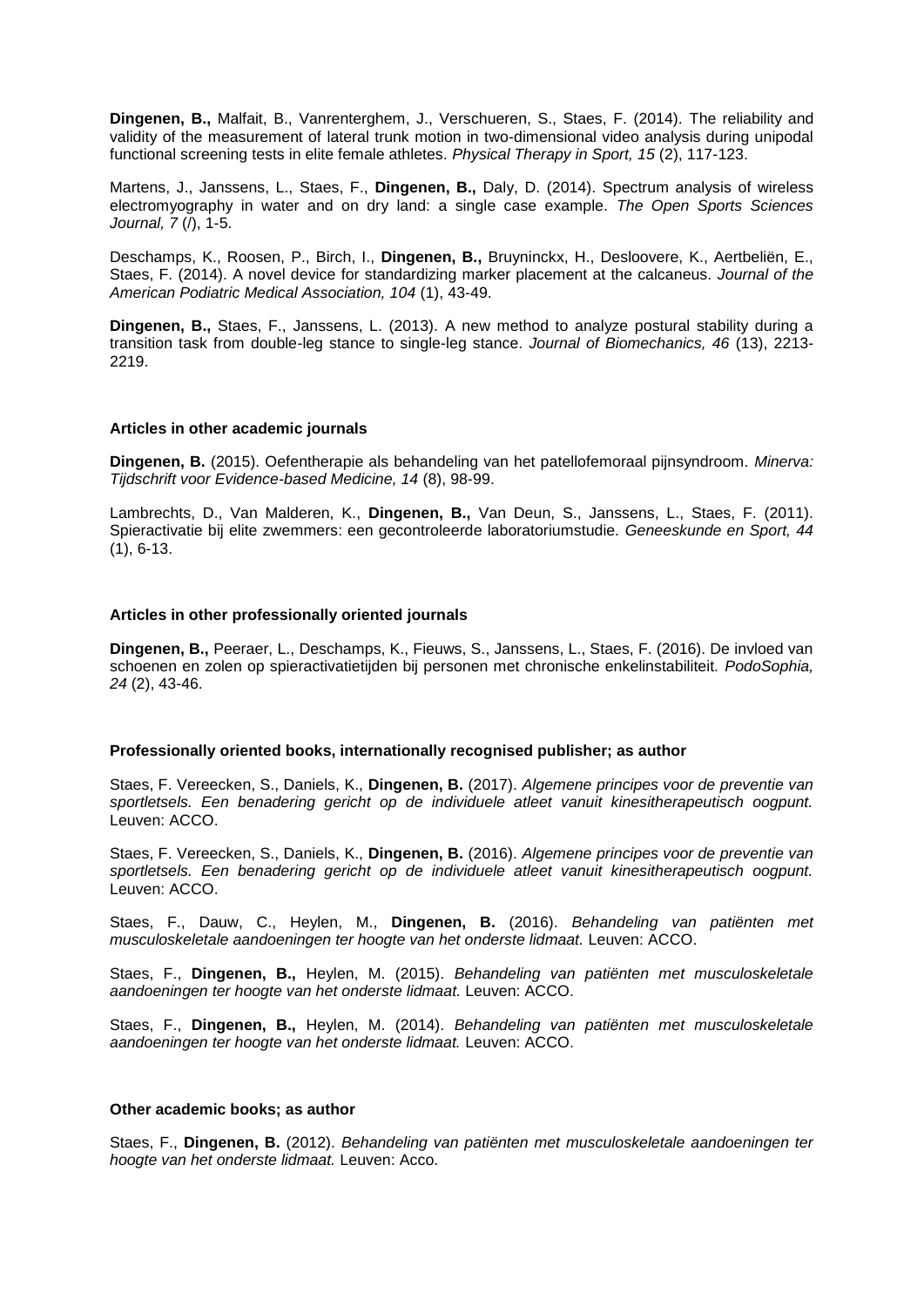**Dingenen, B.,** Malfait, B., Vanrenterghem, J., Verschueren, S., Staes, F. (2014). The reliability and validity of the measurement of lateral trunk motion in two-dimensional video analysis during unipodal functional screening tests in elite female athletes. *Physical Therapy in Sport, 15* (2), 117-123.

Martens, J., Janssens, L., Staes, F., **Dingenen, B.,** Daly, D. (2014). Spectrum analysis of wireless electromyography in water and on dry land: a single case example. *The Open Sports Sciences Journal, 7* (/), 1-5.

Deschamps, K., Roosen, P., Birch, I., **Dingenen, B.,** Bruyninckx, H., Desloovere, K., Aertbeliën, E., Staes, F. (2014). A novel device for standardizing marker placement at the calcaneus. *Journal of the American Podiatric Medical Association, 104* (1), 43-49.

**Dingenen, B.,** Staes, F., Janssens, L. (2013). A new method to analyze postural stability during a transition task from double-leg stance to single-leg stance. *Journal of Biomechanics, 46* (13), 2213-2219.

#### Articles in other academic journals

**Dingenen, B.** (2015). Oefentherapie als behandeling van het patellofemoraal pijnsyndroom. *Minerva: Tijdschrift voor Evidence-based Medicine, 14* (8), 98-99.

Lambrechts, D., Van Malderen, K., **Dingenen, B.,** Van Deun, S., Janssens, L., Staes, F. (2011). Spieractivatie bij elite zwemmers: een gecontroleerde laboratoriumstudie. *Geneeskunde en Sport, 44* (1), 6-13.

#### Articles in other professionally oriented journals

**Dingenen, B.,** Peeraer, L., Deschamps, K., Fieuws, S., Janssens, L., Staes, F. (2016). De invloed van schoenen en zolen op spieractivatietijden bij personen met chronische enkelinstabiliteit. *PodoSophia, 24* (2), 43-46.

#### Professionally oriented books, internationally recognised publisher; as author

Staes, F. Vereecken, S., Daniels, K., **Dingenen, B.** (2017). *Algemene principes voor de preventie van sportletsels. Een benadering gericht op de individuele atleet vanuit kinesitherapeutisch oogpunt.* Leuven: ACCO.

Staes, F. Vereecken, S., Daniels, K., **Dingenen, B.** (2016). *Algemene principes voor de preventie van sportletsels. Een benadering gericht op de individuele atleet vanuit kinesitherapeutisch oogpunt.* Leuven: ACCO.

Staes, F., Dauw, C., Heylen, M., **Dingenen, B.** (2016). *Behandeling van patiënten met musculoskeletale aandoeningen ter hoogte van het onderste lidmaat.* Leuven: ACCO.

Staes, F., **Dingenen, B.,** Heylen, M. (2015). *Behandeling van patiënten met musculoskeletale aandoeningen ter hoogte van het onderste lidmaat.* Leuven: ACCO.

Staes, F., **Dingenen, B.,** Heylen, M. (2014). *Behandeling van patiënten met musculoskeletale aandoeningen ter hoogte van het onderste lidmaat.* Leuven: ACCO.

#### Other academic books; as author

Staes, F., **Dingenen, B.** (2012). *Behandeling van patiënten met musculoskeletale aandoeningen ter hoogte van het onderste lidmaat.* Leuven: Acco.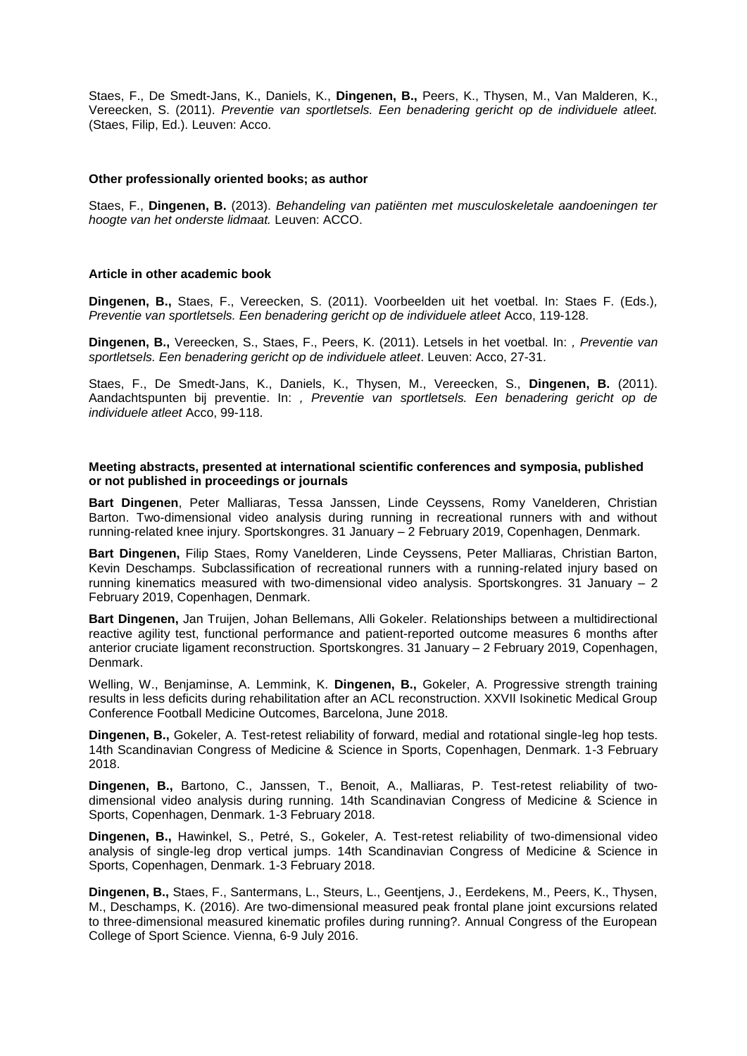Staes, F., De Smedt-Jans, K., Daniels, K., **Dingenen, B.,** Peers, K., Thysen, M., Van Malderen, K., Vereecken, S. (2011). *Preventie van sportletsels. Een benadering gericht op de individuele atleet.* (Staes, Filip, Ed.). Leuven: Acco.

**Other professionally oriented books; as author**

Staes, F., **Dingenen, B.** (2013). *Behandeling van patiënten met musculoskeletale aandoeningen ter hoogte van het onderste lidmaat.* Leuven: ACCO.

**Article in other academic book**

**Dingenen, B.,** Staes, F., Vereecken, S. (2011). Voorbeelden uit het voetbal. In: Staes F. (Eds.), *Preventie van sportletsels. Een benadering gericht op de individuele atleet* Acco, 119-128.

**Dingenen, B.,** Vereecken, S., Staes, F., Peers, K. (2011). Letsels in het voetbal. In: *, Preventie van sportletsels. Een benadering gericht op de individuele atleet*. Leuven: Acco, 27-31.

Staes, F., De Smedt-Jans, K., Daniels, K., Thysen, M., Vereecken, S., **Dingenen, B.** (2011). Aandachtspunten bij preventie. In: *, Preventie van sportletsels. Een benadering gericht op de individuele atleet* Acco, 99-118.

**Meeting abstracts, presented at international scientific conferences and symposia, published or not published in proceedings or journals**

**Bart Dingenen**, Peter Malliaras, Tessa Janssen, Linde Ceyssens, Romy Vanelderen, Christian Barton. Two-dimensional video analysis during running in recreational runners with and without running-related knee injury. Sportskongres. 31 January – 2 February 2019, Copenhagen, Denmark.

**Bart Dingenen,** Filip Staes, Romy Vanelderen, Linde Ceyssens, Peter Malliaras, Christian Barton, Kevin Deschamps. Subclassification of recreational runners with a running-related injury based on running kinematics measured with two-dimensional video analysis. Sportskongres. 31 January – 2 February 2019, Copenhagen, Denmark.

**Bart Dingenen,** Jan Truijen, Johan Bellemans, Alli Gokeler. Relationships between a multidirectional reactive agility test, functional performance and patient-reported outcome measures 6 months after anterior cruciate ligament reconstruction. Sportskongres. 31 January – 2 February 2019, Copenhagen, Denmark.

Welling, W., Benjaminse, A. Lemmink, K. **Dingenen, B.,** Gokeler, A. Progressive strength training results in less deficits during rehabilitation after an ACL reconstruction. XXVII Isokinetic Medical Group Conference Football Medicine Outcomes, Barcelona, June 2018.

**Dingenen, B.,** Gokeler, A. Test-retest reliability of forward, medial and rotational single-leg hop tests. 14th Scandinavian Congress of Medicine & Science in Sports, Copenhagen, Denmark. 1-3 February 2018.

**Dingenen, B.,** Bartono, C., Janssen, T., Benoit, A., Malliaras, P. Test-retest reliability of two-dimensional video analysis during running. 14th Scandinavian Congress of Medicine & Science in Sports, Copenhagen, Denmark. 1-3 February 2018.

**Dingenen, B.,** Hawinkel, S., Petré, S., Gokeler, A. Test-retest reliability of two-dimensional video analysis of single-leg drop vertical jumps. 14th Scandinavian Congress of Medicine & Science in Sports, Copenhagen, Denmark. 1-3 February 2018.

**Dingenen, B.,** Staes, F., Santermans, L., Steurs, L., Geentjens, J., Eerdekens, M., Peers, K., Thysen, M., Deschamps, K. (2016). Are two-dimensional measured peak frontal plane joint excursions related to three-dimensional measured kinematic profiles during running?. Annual Congress of the European College of Sport Science. Vienna, 6-9 July 2016.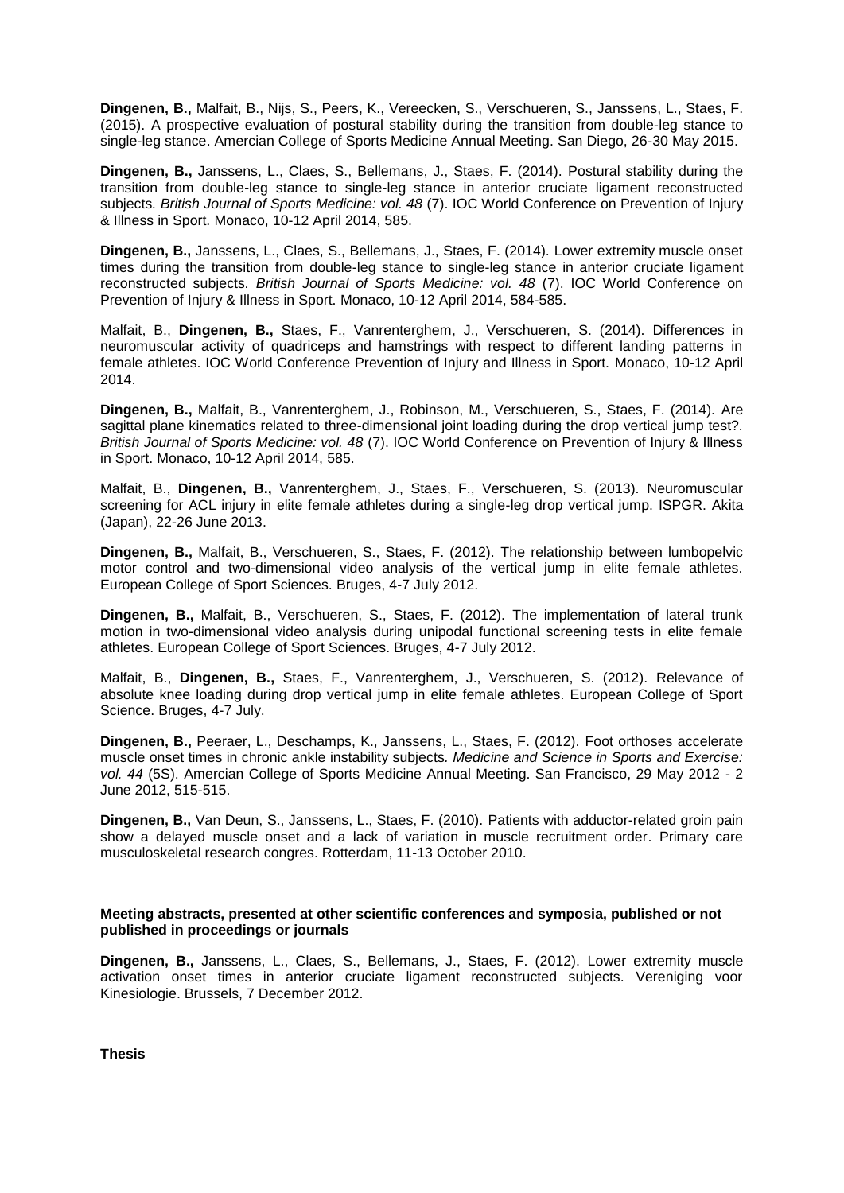**Dingenen, B.,** Malfait, B., Nijs, S., Peers, K., Vereecken, S., Verschueren, S., Janssens, L., Staes, F. (2015). A prospective evaluation of postural stability during the transition from double-leg stance to single-leg stance. Amercian College of Sports Medicine Annual Meeting. San Diego, 26-30 May 2015.

**Dingenen, B.,** Janssens, L., Claes, S., Bellemans, J., Staes, F. (2014). Postural stability during the transition from double-leg stance to single-leg stance in anterior cruciate ligament reconstructed subjects*. British Journal of Sports Medicine: vol. 48* (7). IOC World Conference on Prevention of Injury & Illness in Sport. Monaco, 10-12 April 2014, 585.

**Dingenen, B.,** Janssens, L., Claes, S., Bellemans, J., Staes, F. (2014). Lower extremity muscle onset times during the transition from double-leg stance to single-leg stance in anterior cruciate ligament reconstructed subjects*. British Journal of Sports Medicine: vol. 48* (7). IOC World Conference on Prevention of Injury & Illness in Sport. Monaco, 10-12 April 2014, 584-585.

Malfait, B., **Dingenen, B.,** Staes, F., Vanrenterghem, J., Verschueren, S. (2014). Differences in neuromuscular activity of quadriceps and hamstrings with respect to different landing patterns in female athletes. IOC World Conference Prevention of Injury and Illness in Sport. Monaco, 10-12 April 2014.

**Dingenen, B.,** Malfait, B., Vanrenterghem, J., Robinson, M., Verschueren, S., Staes, F. (2014). Are sagittal plane kinematics related to three-dimensional joint loading during the drop vertical jump test?. *British Journal of Sports Medicine: vol. 48* (7). IOC World Conference on Prevention of Injury & Illness in Sport. Monaco, 10-12 April 2014, 585.

Malfait, B., **Dingenen, B.,** Vanrenterghem, J., Staes, F., Verschueren, S. (2013). Neuromuscular screening for ACL injury in elite female athletes during a single-leg drop vertical jump. ISPGR. Akita (Japan), 22-26 June 2013.

**Dingenen, B.,** Malfait, B., Verschueren, S., Staes, F. (2012). The relationship between lumbopelvic motor control and two-dimensional video analysis of the vertical jump in elite female athletes. European College of Sport Sciences. Bruges, 4-7 July 2012.

**Dingenen, B.,** Malfait, B., Verschueren, S., Staes, F. (2012). The implementation of lateral trunk motion in two-dimensional video analysis during unipodal functional screening tests in elite female athletes. European College of Sport Sciences. Bruges, 4-7 July 2012.

Malfait, B., **Dingenen, B.,** Staes, F., Vanrenterghem, J., Verschueren, S. (2012). Relevance of absolute knee loading during drop vertical jump in elite female athletes. European College of Sport Science. Bruges, 4-7 July.

**Dingenen, B.,** Peeraer, L., Deschamps, K., Janssens, L., Staes, F. (2012). Foot orthoses accelerate muscle onset times in chronic ankle instability subjects*. Medicine and Science in Sports and Exercise: vol. 44* (5S). Amercian College of Sports Medicine Annual Meeting. San Francisco, 29 May 2012 - 2 June 2012, 515-515.

**Dingenen, B.,** Van Deun, S., Janssens, L., Staes, F. (2010). Patients with adductor-related groin pain show a delayed muscle onset and a lack of variation in muscle recruitment order. Primary care musculoskeletal research congres. Rotterdam, 11-13 October 2010.

**Meeting abstracts, presented at other scientific conferences and symposia, published or not published in proceedings or journals**

**Dingenen, B.,** Janssens, L., Claes, S., Bellemans, J., Staes, F. (2012). Lower extremity muscle activation onset times in anterior cruciate ligament reconstructed subjects. Vereniging voor Kinesiologie. Brussels, 7 December 2012.

**Thesis**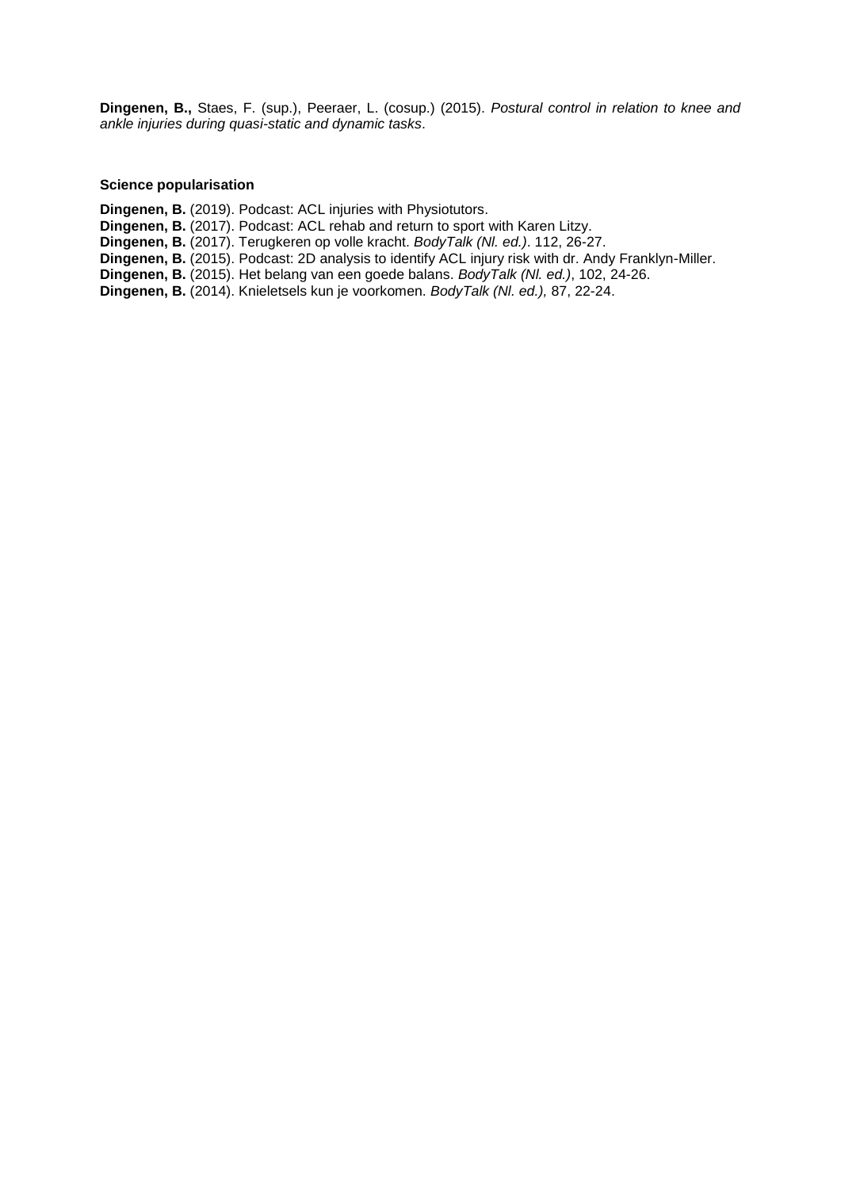**Dingenen, B.,** Staes, F. (sup.), Peeraer, L. (cosup.) (2015). *Postural control in relation to knee and ankle injuries during quasi-static and dynamic tasks*.

**Science popularisation**

**Dingenen, B.** (2019). Podcast: ACL injuries with Physiotutors.  
**Dingenen, B.** (2017). Podcast: ACL rehab and return to sport with Karen Litzy.  
**Dingenen, B.** (2017). Terugkeren op volle kracht. *BodyTalk (Nl. ed.)*. 112, 26-27.  
**Dingenen, B.** (2015). Podcast: 2D analysis to identify ACL injury risk with dr. Andy Franklyn-Miller.  
**Dingenen, B.** (2015). Het belang van een goede balans. *BodyTalk (Nl. ed.)*, 102, 24-26.  
**Dingenen, B.** (2014). Knieletsels kun je voorkomen. *BodyTalk (Nl. ed.),* 87, 22-24.